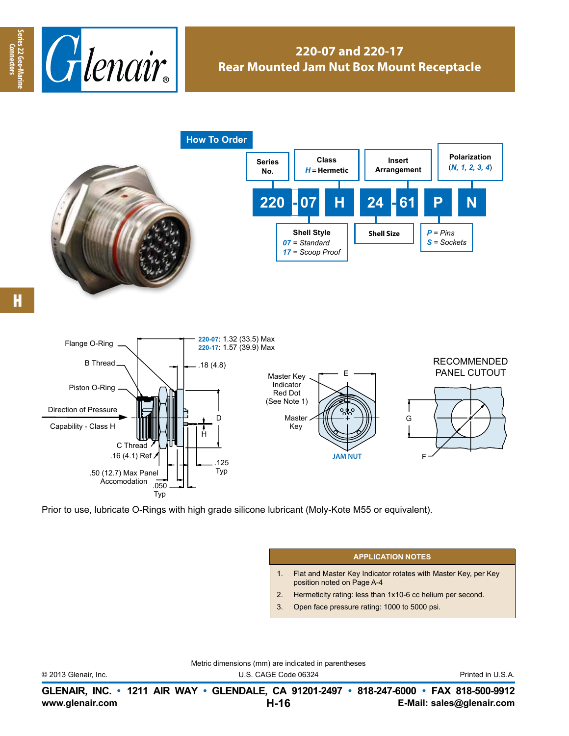# 220-07 and 220-17
## Rear Mounted Jam Nut Box Mount Receptacle

### How To Order

| Series No. | | Shell Style | | Class | Shell Size | | Insert Arrangement | Pins/Sockets | Polarization |
|---|---|---|---|---|---|---|---|---|---|
| 220 | - | 07 | | H | 24 | - | 61 | P | N |

- **Series No.**
- **Shell Style**: *07* = Standard; *17* = Scoop Proof
- **Class**: *H* = Hermetic
- **Shell Size**
- **Insert Arrangement**
- *P* = Pins; *S* = Sockets
- **Polarization** (*N, 1, 2, 3, 4*)

Flange O-Ring

B Thread

Piston O-Ring

Direction of Pressure Capability - Class H

C Thread

.16 (4.1) Ref

.50 (12.7) Max Panel Accomodation

.050 Typ

**220-07**: 1.32 (33.5) Max
**220-17**: 1.57 (39.9) Max

.18 (4.8)

D

H

.125 Typ

Master Key Indicator Red Dot (See Note 1)

Master Key

E

JAM NUT

RECOMMENDED PANEL CUTOUT

G

F

Prior to use, lubricate O-Rings with high grade silicone lubricant (Moly-Kote M55 or equivalent).

| APPLICATION NOTES |
|---|
| 1. Flat and Master Key Indicator rotates with Master Key, per Key position noted on Page A-4 |
| 2. Hermeticity rating: less than 1x10-6 cc helium per second. |
| 3. Open face pressure rating: 1000 to 5000 psi. |

Metric dimensions (mm) are indicated in parentheses

© 2013 Glenair, Inc. U.S. CAGE Code 06324 Printed in U.S.A.

**GLENAIR, INC. • 1211 AIR WAY • GLENDALE, CA 91201-2497 • 818-247-6000 • FAX 818-500-9912**
**www.glenair.com** **H-16** **E-Mail: sales@glenair.com**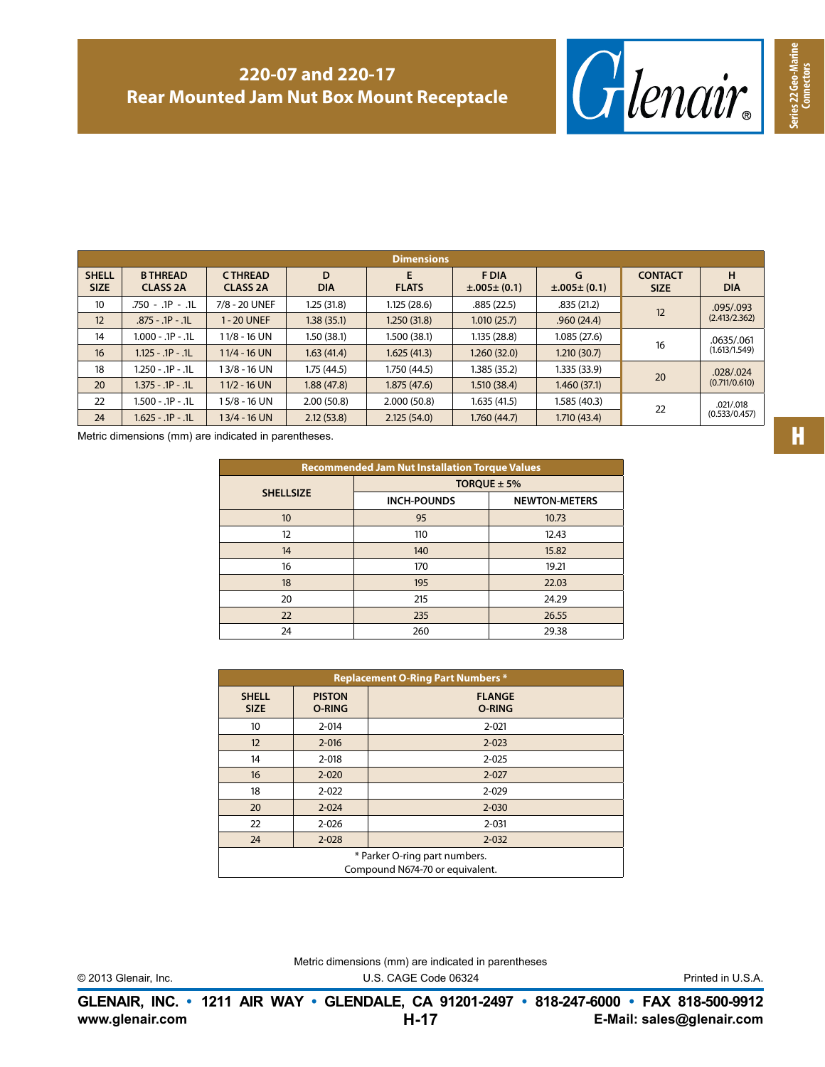# 220-07 and 220-17
## Rear Mounted Jam Nut Box Mount Receptacle

| Dimensions | | | | | | | | |
|---|---|---|---|---|---|---|---|---|
| SHELL SIZE | B THREAD CLASS 2A | C THREAD CLASS 2A | D DIA | E FLATS | F DIA ±.005± (0.1) | G ±.005± (0.1) | CONTACT SIZE | H DIA |
| 10 | .750 - .1P - .1L | 7/8 - 20 UNEF | 1.25 (31.8) | 1.125 (28.6) | .885 (22.5) | .835 (21.2) | 12 | .095/.093 (2.413/2.362) |
| 12 | .875 - .1P - .1L | 1 - 20 UNEF | 1.38 (35.1) | 1.250 (31.8) | 1.010 (25.7) | .960 (24.4) | | |
| 14 | 1.000 - .1P - .1L | 1 1/8 - 16 UN | 1.50 (38.1) | 1.500 (38.1) | 1.135 (28.8) | 1.085 (27.6) | 16 | .0635/.061 (1.613/1.549) |
| 16 | 1.125 - .1P - .1L | 1 1/4 - 16 UN | 1.63 (41.4) | 1.625 (41.3) | 1.260 (32.0) | 1.210 (30.7) | | |
| 18 | 1.250 - .1P - .1L | 1 3/8 - 16 UN | 1.75 (44.5) | 1.750 (44.5) | 1.385 (35.2) | 1.335 (33.9) | 20 | .028/.024 (0.711/0.610) |
| 20 | 1.375 - .1P - .1L | 1 1/2 - 16 UN | 1.88 (47.8) | 1.875 (47.6) | 1.510 (38.4) | 1.460 (37.1) | | |
| 22 | 1.500 - .1P - .1L | 1 5/8 - 16 UN | 2.00 (50.8) | 2.000 (50.8) | 1.635 (41.5) | 1.585 (40.3) | 22 | .021/.018 (0.533/0.457) |
| 24 | 1.625 - .1P - .1L | 1 3/4 - 16 UN | 2.12 (53.8) | 2.125 (54.0) | 1.760 (44.7) | 1.710 (43.4) | | |

Metric dimensions (mm) are indicated in parentheses.

| Recommended Jam Nut Installation Torque Values | | |
|---|---|---|
| SHELLSIZE | TORQUE ± 5% | |
| | INCH-POUNDS | NEWTON-METERS |
| 10 | 95 | 10.73 |
| 12 | 110 | 12.43 |
| 14 | 140 | 15.82 |
| 16 | 170 | 19.21 |
| 18 | 195 | 22.03 |
| 20 | 215 | 24.29 |
| 22 | 235 | 26.55 |
| 24 | 260 | 29.38 |

| Replacement O-Ring Part Numbers * | | |
|---|---|---|
| SHELL SIZE | PISTON O-RING | FLANGE O-RING |
| 10 | 2-014 | 2-021 |
| 12 | 2-016 | 2-023 |
| 14 | 2-018 | 2-025 |
| 16 | 2-020 | 2-027 |
| 18 | 2-022 | 2-029 |
| 20 | 2-024 | 2-030 |
| 22 | 2-026 | 2-031 |
| 24 | 2-028 | 2-032 |

* Parker O-ring part numbers. Compound N674-70 or equivalent.